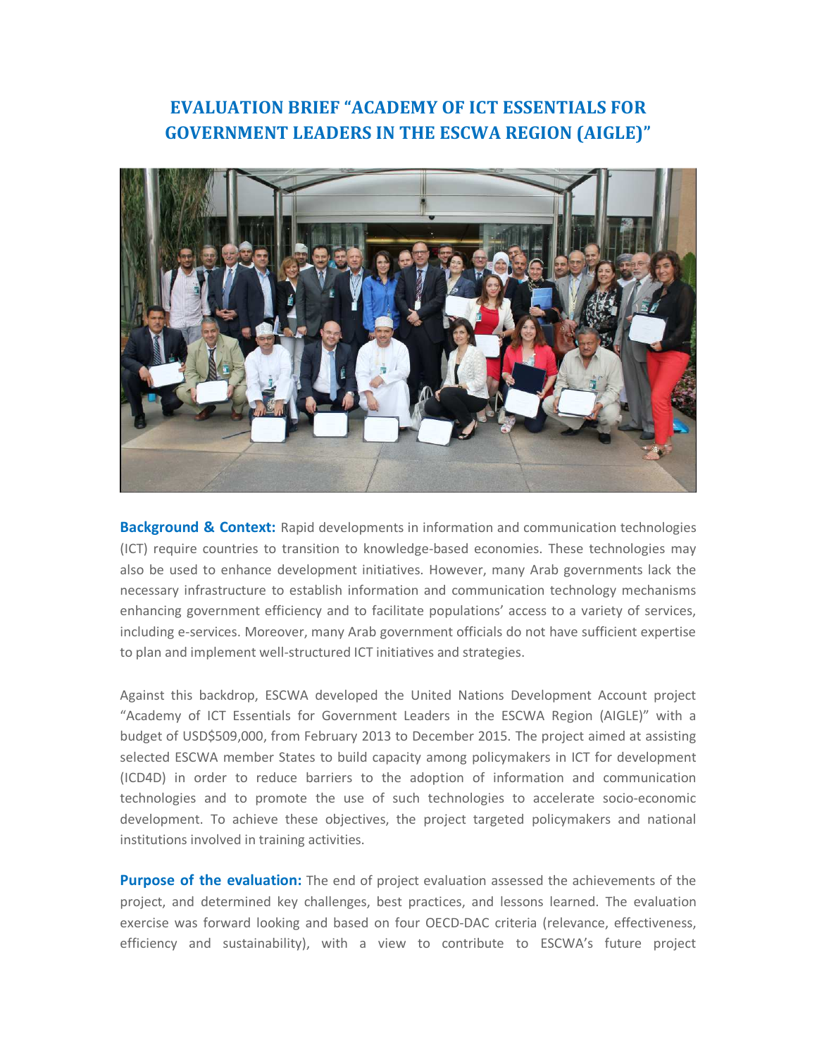# EVALUATION BRIEF "ACADEMY OF ICT ESSENTIALS FOR GOVERNMENT LEADERS IN THE ESCWA REGION (AIGLE)"

**Background & Context:** Rapid developments in information and communication technologies (ICT) require countries to transition to knowledge-based economies. These technologies may also be used to enhance development initiatives. However, many Arab governments lack the necessary infrastructure to establish information and communication technology mechanisms enhancing government efficiency and to facilitate populations' access to a variety of services, including e-services. Moreover, many Arab government officials do not have sufficient expertise to plan and implement well-structured ICT initiatives and strategies.

Against this backdrop, ESCWA developed the United Nations Development Account project "Academy of ICT Essentials for Government Leaders in the ESCWA Region (AIGLE)" with a budget of USD$509,000, from February 2013 to December 2015. The project aimed at assisting selected ESCWA member States to build capacity among policymakers in ICT for development (ICD4D) in order to reduce barriers to the adoption of information and communication technologies and to promote the use of such technologies to accelerate socio-economic development. To achieve these objectives, the project targeted policymakers and national institutions involved in training activities.

**Purpose of the evaluation:** The end of project evaluation assessed the achievements of the project, and determined key challenges, best practices, and lessons learned. The evaluation exercise was forward looking and based on four OECD-DAC criteria (relevance, effectiveness, efficiency and sustainability), with a view to contribute to ESCWA's future project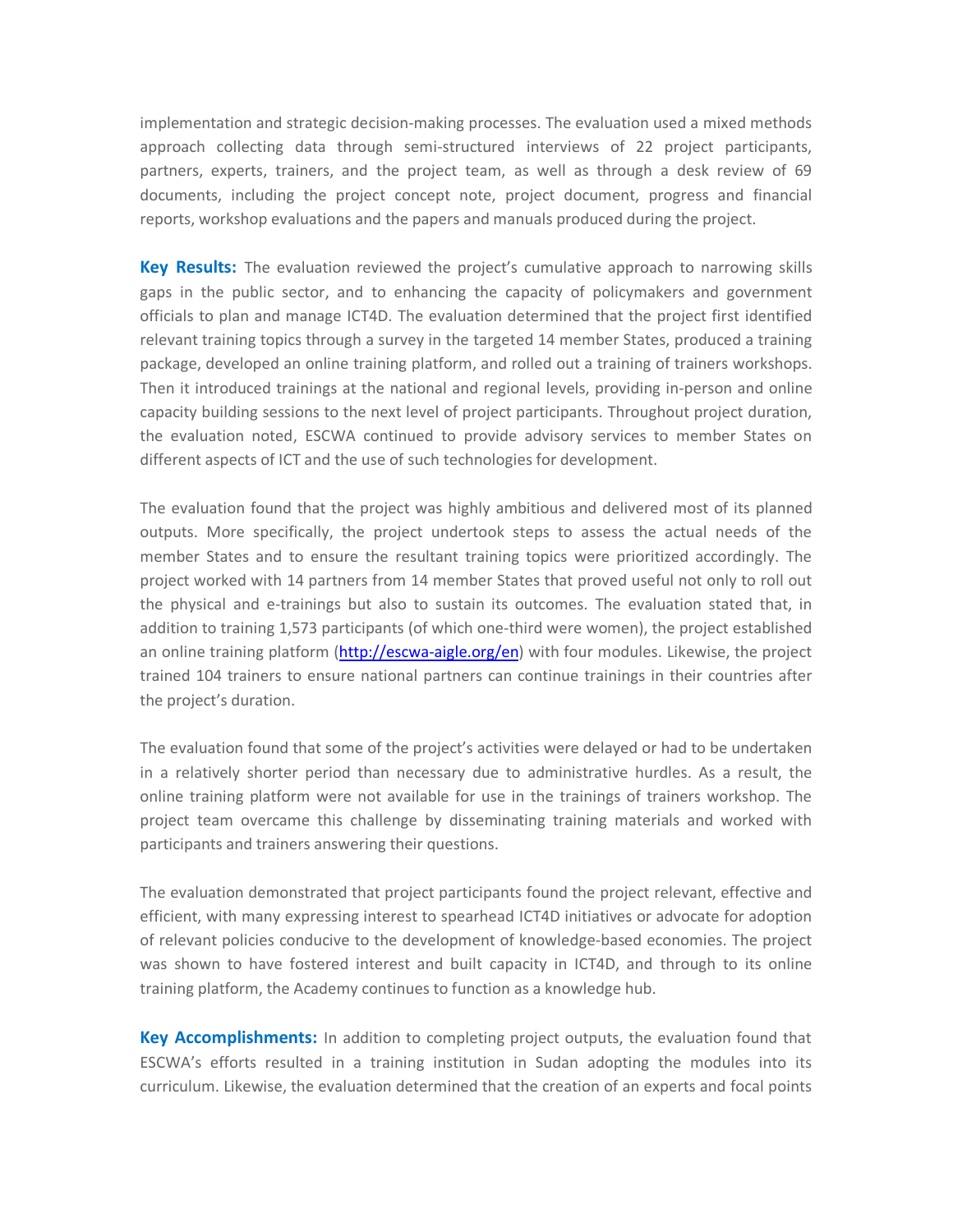implementation and strategic decision-making processes. The evaluation used a mixed methods approach collecting data through semi-structured interviews of 22 project participants, partners, experts, trainers, and the project team, as well as through a desk review of 69 documents, including the project concept note, project document, progress and financial reports, workshop evaluations and the papers and manuals produced during the project.

**Key Results:** The evaluation reviewed the project's cumulative approach to narrowing skills gaps in the public sector, and to enhancing the capacity of policymakers and government officials to plan and manage ICT4D. The evaluation determined that the project first identified relevant training topics through a survey in the targeted 14 member States, produced a training package, developed an online training platform, and rolled out a training of trainers workshops. Then it introduced trainings at the national and regional levels, providing in-person and online capacity building sessions to the next level of project participants. Throughout project duration, the evaluation noted, ESCWA continued to provide advisory services to member States on different aspects of ICT and the use of such technologies for development.

The evaluation found that the project was highly ambitious and delivered most of its planned outputs. More specifically, the project undertook steps to assess the actual needs of the member States and to ensure the resultant training topics were prioritized accordingly. The project worked with 14 partners from 14 member States that proved useful not only to roll out the physical and e-trainings but also to sustain its outcomes. The evaluation stated that, in addition to training 1,573 participants (of which one-third were women), the project established an online training platform ([http://escwa-aigle.org/en](http://escwa-aigle.org/en)) with four modules. Likewise, the project trained 104 trainers to ensure national partners can continue trainings in their countries after the project's duration.

The evaluation found that some of the project's activities were delayed or had to be undertaken in a relatively shorter period than necessary due to administrative hurdles. As a result, the online training platform were not available for use in the trainings of trainers workshop. The project team overcame this challenge by disseminating training materials and worked with participants and trainers answering their questions.

The evaluation demonstrated that project participants found the project relevant, effective and efficient, with many expressing interest to spearhead ICT4D initiatives or advocate for adoption of relevant policies conducive to the development of knowledge-based economies. The project was shown to have fostered interest and built capacity in ICT4D, and through to its online training platform, the Academy continues to function as a knowledge hub.

**Key Accomplishments:** In addition to completing project outputs, the evaluation found that ESCWA's efforts resulted in a training institution in Sudan adopting the modules into its curriculum. Likewise, the evaluation determined that the creation of an experts and focal points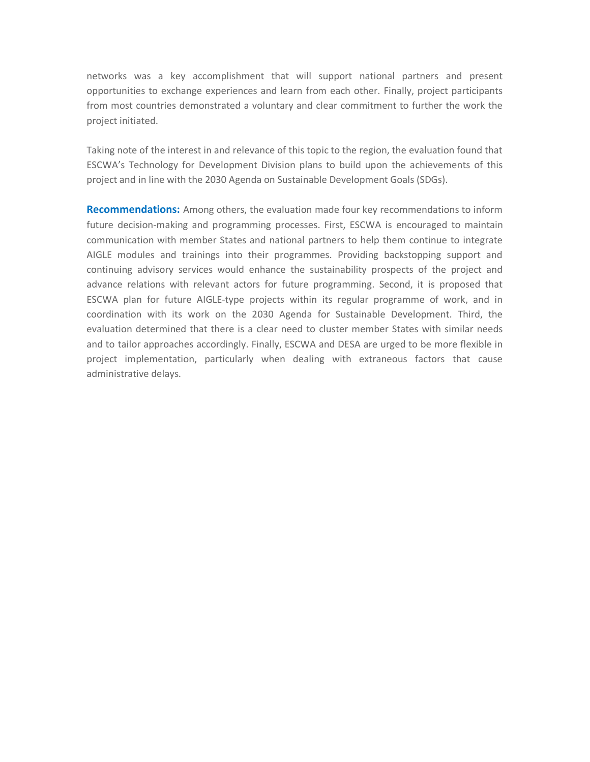networks was a key accomplishment that will support national partners and present opportunities to exchange experiences and learn from each other. Finally, project participants from most countries demonstrated a voluntary and clear commitment to further the work the project initiated.

Taking note of the interest in and relevance of this topic to the region, the evaluation found that ESCWA's Technology for Development Division plans to build upon the achievements of this project and in line with the 2030 Agenda on Sustainable Development Goals (SDGs).

**Recommendations:** Among others, the evaluation made four key recommendations to inform future decision-making and programming processes. First, ESCWA is encouraged to maintain communication with member States and national partners to help them continue to integrate AIGLE modules and trainings into their programmes. Providing backstopping support and continuing advisory services would enhance the sustainability prospects of the project and advance relations with relevant actors for future programming. Second, it is proposed that ESCWA plan for future AIGLE-type projects within its regular programme of work, and in coordination with its work on the 2030 Agenda for Sustainable Development. Third, the evaluation determined that there is a clear need to cluster member States with similar needs and to tailor approaches accordingly. Finally, ESCWA and DESA are urged to be more flexible in project implementation, particularly when dealing with extraneous factors that cause administrative delays.